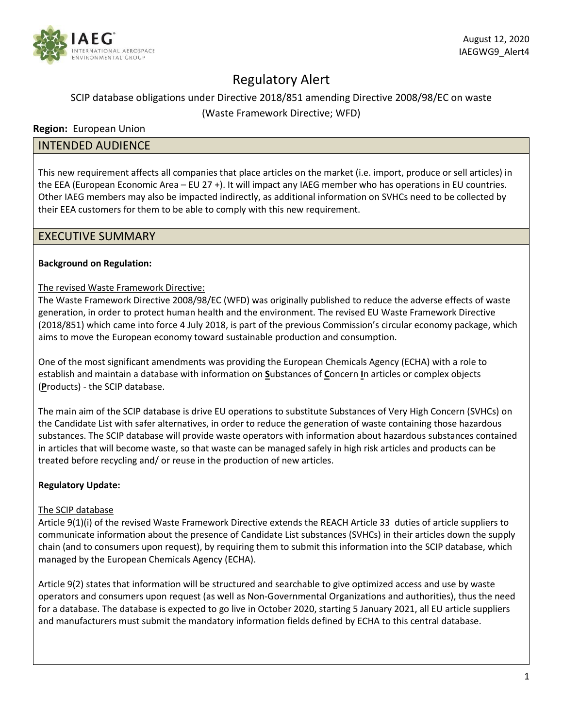August 12, 2020
IAEGWG9_Alert4

# Regulatory Alert

SCIP database obligations under Directive 2018/851 amending Directive 2008/98/EC on waste (Waste Framework Directive; WFD)

**Region:** European Union

## INTENDED AUDIENCE

This new requirement affects all companies that place articles on the market (i.e. import, produce or sell articles) in the EEA (European Economic Area – EU 27 +). It will impact any IAEG member who has operations in EU countries. Other IAEG members may also be impacted indirectly, as additional information on SVHCs need to be collected by their EEA customers for them to be able to comply with this new requirement.

## EXECUTIVE SUMMARY

**Background on Regulation:**

The revised Waste Framework Directive:

The Waste Framework Directive 2008/98/EC (WFD) was originally published to reduce the adverse effects of waste generation, in order to protect human health and the environment. The revised EU Waste Framework Directive (2018/851) which came into force 4 July 2018, is part of the previous Commission's circular economy package, which aims to move the European economy toward sustainable production and consumption.

One of the most significant amendments was providing the European Chemicals Agency (ECHA) with a role to establish and maintain a database with information on **S**ubstances of **C**oncern **I**n articles or complex objects (**P**roducts) - the SCIP database.

The main aim of the SCIP database is drive EU operations to substitute Substances of Very High Concern (SVHCs) on the Candidate List with safer alternatives, in order to reduce the generation of waste containing those hazardous substances. The SCIP database will provide waste operators with information about hazardous substances contained in articles that will become waste, so that waste can be managed safely in high risk articles and products can be treated before recycling and/ or reuse in the production of new articles.

**Regulatory Update:**

The SCIP database

Article 9(1)(i) of the revised Waste Framework Directive extends the REACH Article 33 duties of article suppliers to communicate information about the presence of Candidate List substances (SVHCs) in their articles down the supply chain (and to consumers upon request), by requiring them to submit this information into the SCIP database, which managed by the European Chemicals Agency (ECHA).

Article 9(2) states that information will be structured and searchable to give optimized access and use by waste operators and consumers upon request (as well as Non-Governmental Organizations and authorities), thus the need for a database. The database is expected to go live in October 2020, starting 5 January 2021, all EU article suppliers and manufacturers must submit the mandatory information fields defined by ECHA to this central database.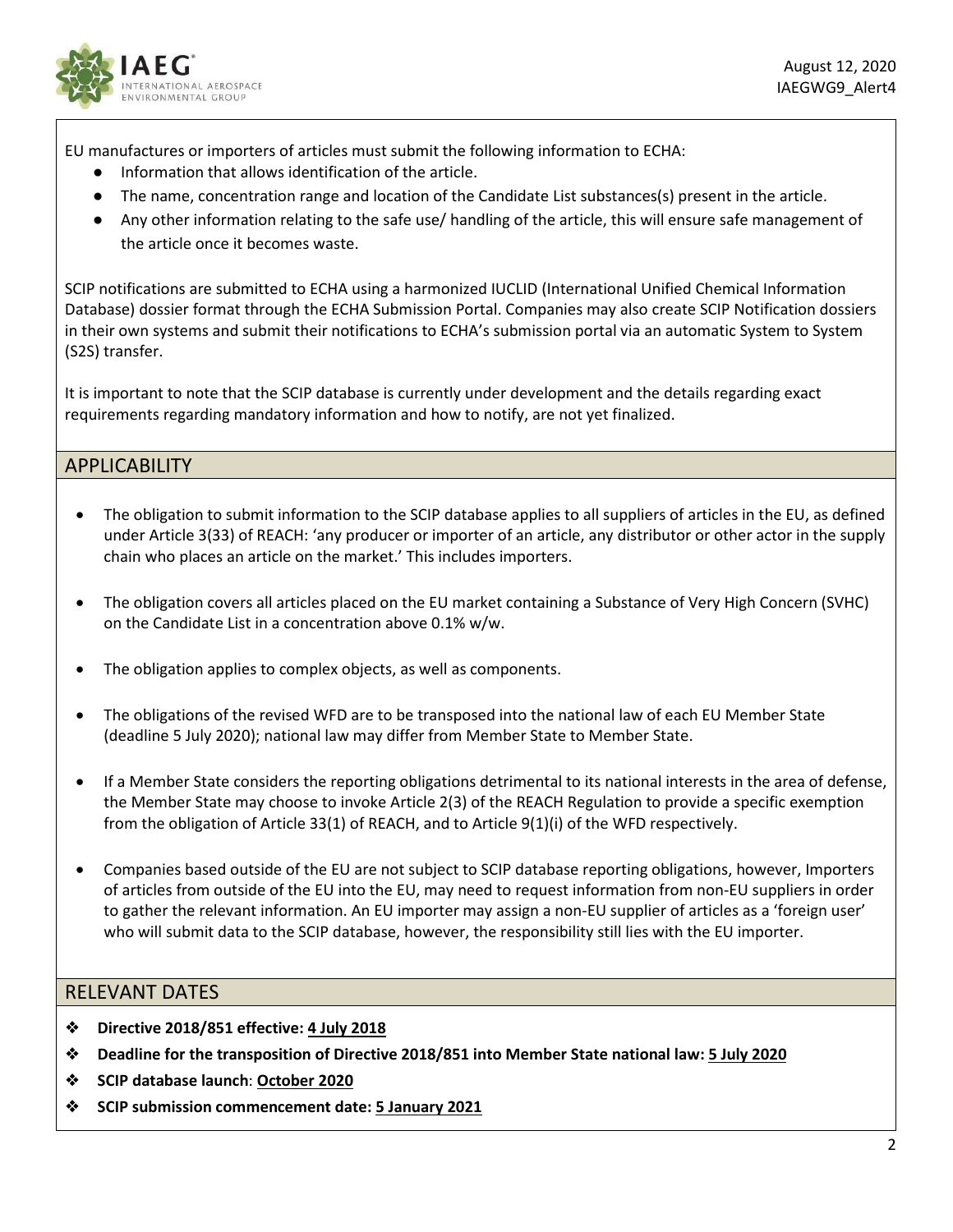EU manufactures or importers of articles must submit the following information to ECHA:

- Information that allows identification of the article.
- The name, concentration range and location of the Candidate List substances(s) present in the article.
- Any other information relating to the safe use/ handling of the article, this will ensure safe management of the article once it becomes waste.

SCIP notifications are submitted to ECHA using a harmonized IUCLID (International Unified Chemical Information Database) dossier format through the ECHA Submission Portal. Companies may also create SCIP Notification dossiers in their own systems and submit their notifications to ECHA's submission portal via an automatic System to System (S2S) transfer.

It is important to note that the SCIP database is currently under development and the details regarding exact requirements regarding mandatory information and how to notify, are not yet finalized.

## APPLICABILITY

- The obligation to submit information to the SCIP database applies to all suppliers of articles in the EU, as defined under Article 3(33) of REACH: 'any producer or importer of an article, any distributor or other actor in the supply chain who places an article on the market.' This includes importers.
- The obligation covers all articles placed on the EU market containing a Substance of Very High Concern (SVHC) on the Candidate List in a concentration above 0.1% w/w.
- The obligation applies to complex objects, as well as components.
- The obligations of the revised WFD are to be transposed into the national law of each EU Member State (deadline 5 July 2020); national law may differ from Member State to Member State.
- If a Member State considers the reporting obligations detrimental to its national interests in the area of defense, the Member State may choose to invoke Article 2(3) of the REACH Regulation to provide a specific exemption from the obligation of Article 33(1) of REACH, and to Article 9(1)(i) of the WFD respectively.
- Companies based outside of the EU are not subject to SCIP database reporting obligations, however, Importers of articles from outside of the EU into the EU, may need to request information from non-EU suppliers in order to gather the relevant information. An EU importer may assign a non-EU supplier of articles as a 'foreign user' who will submit data to the SCIP database, however, the responsibility still lies with the EU importer.

## RELEVANT DATES

- **Directive 2018/851 effective: 4 July 2018**
- **Deadline for the transposition of Directive 2018/851 into Member State national law: 5 July 2020**
- **SCIP database launch: October 2020**
- **SCIP submission commencement date: 5 January 2021**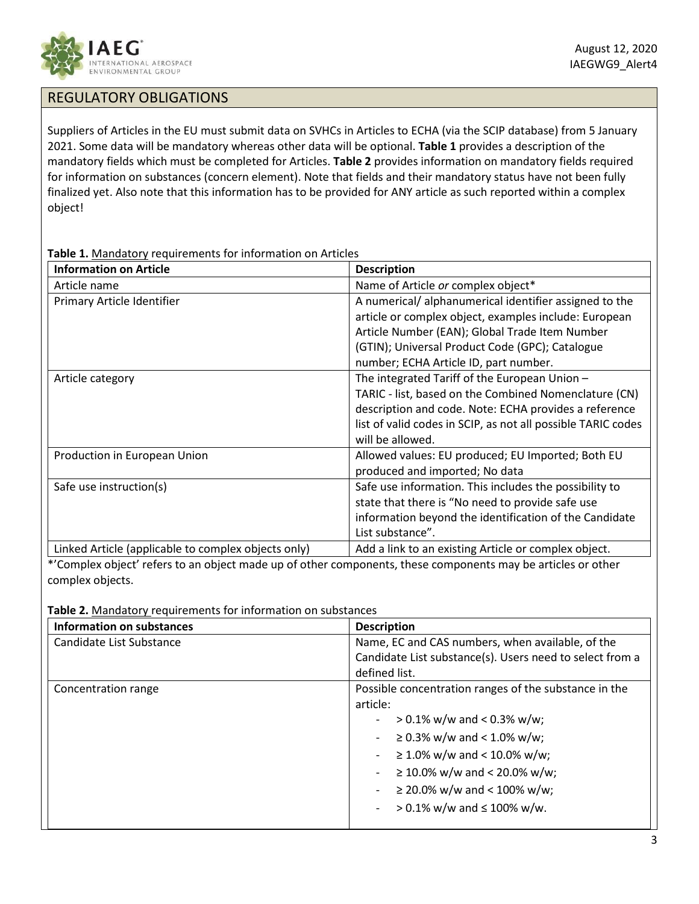## REGULATORY OBLIGATIONS

Suppliers of Articles in the EU must submit data on SVHCs in Articles to ECHA (via the SCIP database) from 5 January 2021. Some data will be mandatory whereas other data will be optional. **Table 1** provides a description of the mandatory fields which must be completed for Articles. **Table 2** provides information on mandatory fields required for information on substances (concern element). Note that fields and their mandatory status have not been fully finalized yet. Also note that this information has to be provided for ANY article as such reported within a complex object!

**Table 1.** Mandatory requirements for information on Articles

| Information on Article | Description |
|---|---|
| Article name | Name of Article *or* complex object* |
| Primary Article Identifier | A numerical/ alphanumerical identifier assigned to the article or complex object, examples include: European Article Number (EAN); Global Trade Item Number (GTIN); Universal Product Code (GPC); Catalogue number; ECHA Article ID, part number. |
| Article category | The integrated Tariff of the European Union – TARIC - list, based on the Combined Nomenclature (CN) description and code. Note: ECHA provides a reference list of valid codes in SCIP, as not all possible TARIC codes will be allowed. |
| Production in European Union | Allowed values: EU produced; EU Imported; Both EU produced and imported; No data |
| Safe use instruction(s) | Safe use information. This includes the possibility to state that there is "No need to provide safe use information beyond the identification of the Candidate List substance". |
| Linked Article (applicable to complex objects only) | Add a link to an existing Article or complex object. |

*'Complex object' refers to an object made up of other components, these components may be articles or other complex objects.

**Table 2.** Mandatory requirements for information on substances

| Information on substances | Description |
|---|---|
| Candidate List Substance | Name, EC and CAS numbers, when available, of the Candidate List substance(s). Users need to select from a defined list. |
| Concentration range | Possible concentration ranges of the substance in the article:<br>- > 0.1% w/w and < 0.3% w/w;<br>- ≥ 0.3% w/w and < 1.0% w/w;<br>- ≥ 1.0% w/w and < 10.0% w/w;<br>- ≥ 10.0% w/w and < 20.0% w/w;<br>- ≥ 20.0% w/w and < 100% w/w;<br>- > 0.1% w/w and ≤ 100% w/w. |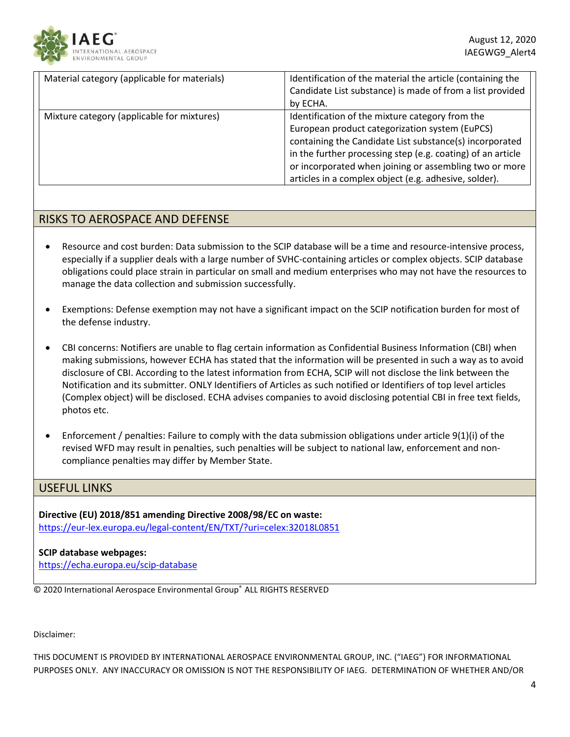| | |
|---|---|
| Material category (applicable for materials) | Identification of the material the article (containing the Candidate List substance) is made of from a list provided by ECHA. |
| Mixture category (applicable for mixtures) | Identification of the mixture category from the European product categorization system (EuPCS) containing the Candidate List substance(s) incorporated in the further processing step (e.g. coating) of an article or incorporated when joining or assembling two or more articles in a complex object (e.g. adhesive, solder). |

## RISKS TO AEROSPACE AND DEFENSE

- Resource and cost burden: Data submission to the SCIP database will be a time and resource-intensive process, especially if a supplier deals with a large number of SVHC-containing articles or complex objects. SCIP database obligations could place strain in particular on small and medium enterprises who may not have the resources to manage the data collection and submission successfully.

- Exemptions: Defense exemption may not have a significant impact on the SCIP notification burden for most of the defense industry.

- CBI concerns: Notifiers are unable to flag certain information as Confidential Business Information (CBI) when making submissions, however ECHA has stated that the information will be presented in such a way as to avoid disclosure of CBI. According to the latest information from ECHA, SCIP will not disclose the link between the Notification and its submitter. ONLY Identifiers of Articles as such notified or Identifiers of top level articles (Complex object) will be disclosed. ECHA advises companies to avoid disclosing potential CBI in free text fields, photos etc.

- Enforcement / penalties: Failure to comply with the data submission obligations under article 9(1)(i) of the revised WFD may result in penalties, such penalties will be subject to national law, enforcement and non-compliance penalties may differ by Member State.

## USEFUL LINKS

**Directive (EU) 2018/851 amending Directive 2008/98/EC on waste:**
https://eur-lex.europa.eu/legal-content/EN/TXT/?uri=celex:32018L0851

**SCIP database webpages:**
https://echa.europa.eu/scip-database

© 2020 International Aerospace Environmental Group® ALL RIGHTS RESERVED

Disclaimer:

THIS DOCUMENT IS PROVIDED BY INTERNATIONAL AEROSPACE ENVIRONMENTAL GROUP, INC. ("IAEG") FOR INFORMATIONAL PURPOSES ONLY. ANY INACCURACY OR OMISSION IS NOT THE RESPONSIBILITY OF IAEG. DETERMINATION OF WHETHER AND/OR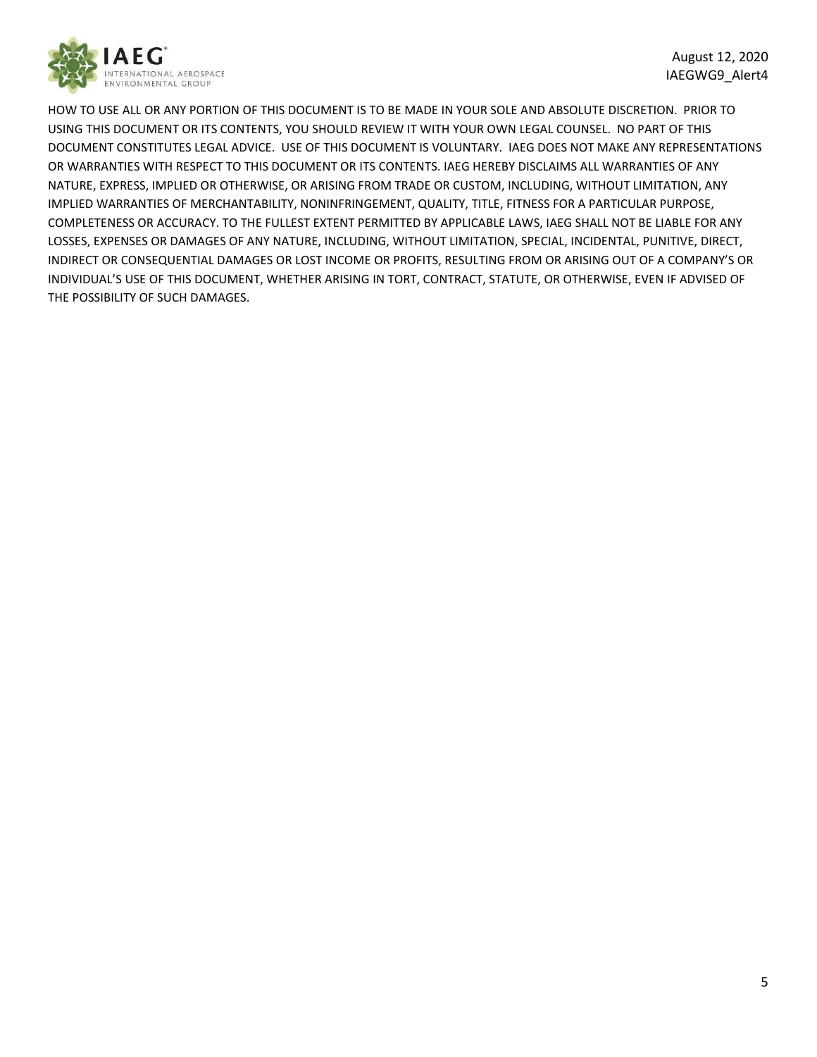HOW TO USE ALL OR ANY PORTION OF THIS DOCUMENT IS TO BE MADE IN YOUR SOLE AND ABSOLUTE DISCRETION. PRIOR TO USING THIS DOCUMENT OR ITS CONTENTS, YOU SHOULD REVIEW IT WITH YOUR OWN LEGAL COUNSEL. NO PART OF THIS DOCUMENT CONSTITUTES LEGAL ADVICE. USE OF THIS DOCUMENT IS VOLUNTARY. IAEG DOES NOT MAKE ANY REPRESENTATIONS OR WARRANTIES WITH RESPECT TO THIS DOCUMENT OR ITS CONTENTS. IAEG HEREBY DISCLAIMS ALL WARRANTIES OF ANY NATURE, EXPRESS, IMPLIED OR OTHERWISE, OR ARISING FROM TRADE OR CUSTOM, INCLUDING, WITHOUT LIMITATION, ANY IMPLIED WARRANTIES OF MERCHANTABILITY, NONINFRINGEMENT, QUALITY, TITLE, FITNESS FOR A PARTICULAR PURPOSE, COMPLETENESS OR ACCURACY. TO THE FULLEST EXTENT PERMITTED BY APPLICABLE LAWS, IAEG SHALL NOT BE LIABLE FOR ANY LOSSES, EXPENSES OR DAMAGES OF ANY NATURE, INCLUDING, WITHOUT LIMITATION, SPECIAL, INCIDENTAL, PUNITIVE, DIRECT, INDIRECT OR CONSEQUENTIAL DAMAGES OR LOST INCOME OR PROFITS, RESULTING FROM OR ARISING OUT OF A COMPANY'S OR INDIVIDUAL'S USE OF THIS DOCUMENT, WHETHER ARISING IN TORT, CONTRACT, STATUTE, OR OTHERWISE, EVEN IF ADVISED OF THE POSSIBILITY OF SUCH DAMAGES.